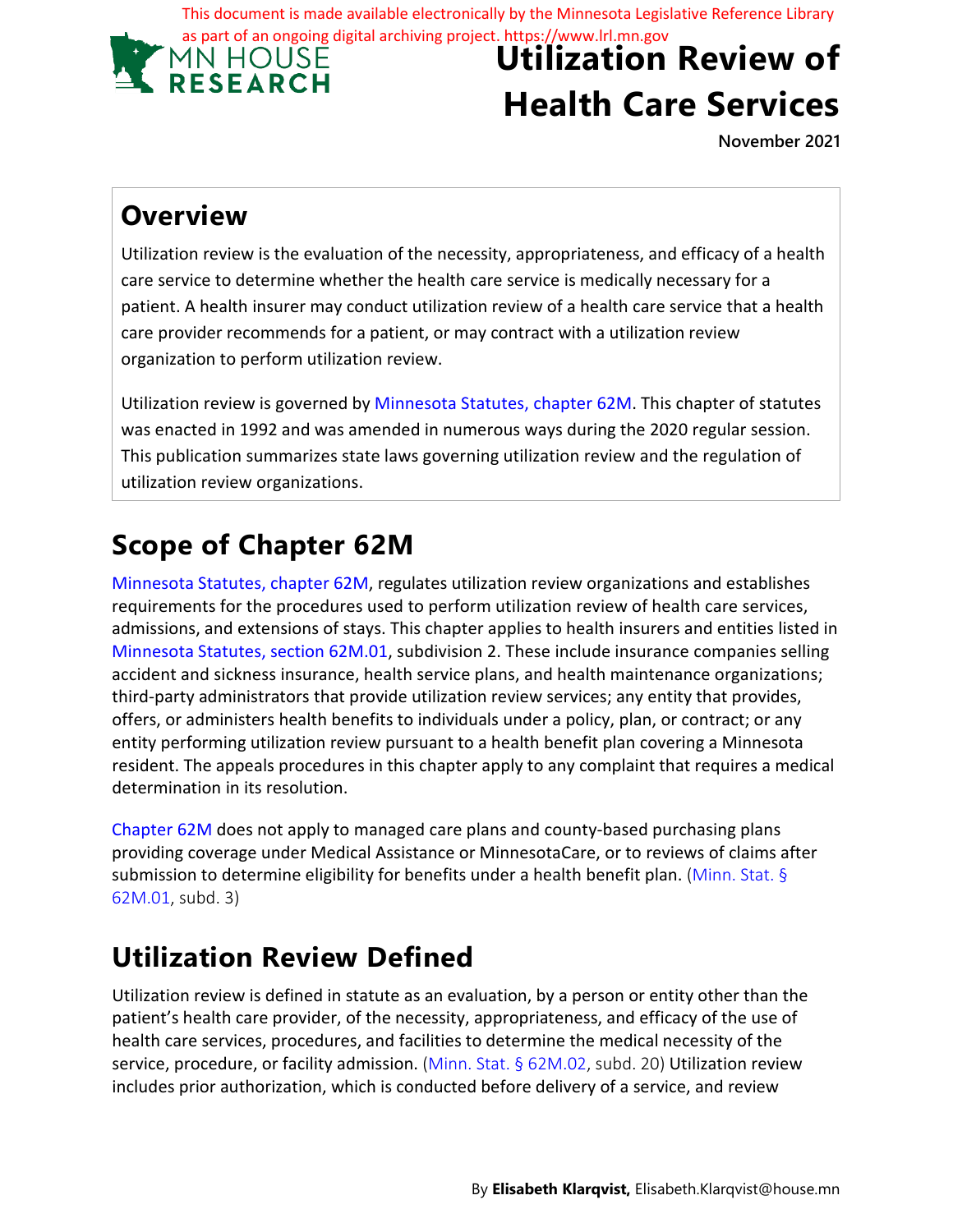This document is made available electronically by the Minnesota Legislative Reference Library as part of an ongoing digital archiving project. https://www.lrl.mn.gov

MN HOUSE RESEARCH

# Utilization Review of Health Care Services

November 2021

## Overview

Utilization review is the evaluation of the necessity, appropriateness, and efficacy of a health care service to determine whether the health care service is medically necessary for a patient. A health insurer may conduct utilization review of a health care service that a health care provider recommends for a patient, or may contract with a utilization review organization to perform utilization review.

Utilization review is governed by Minnesota Statutes, chapter 62M. This chapter of statutes was enacted in 1992 and was amended in numerous ways during the 2020 regular session. This publication summarizes state laws governing utilization review and the regulation of utilization review organizations.

## Scope of Chapter 62M

Minnesota Statutes, chapter 62M, regulates utilization review organizations and establishes requirements for the procedures used to perform utilization review of health care services, admissions, and extensions of stays. This chapter applies to health insurers and entities listed in Minnesota Statutes, section 62M.01, subdivision 2. These include insurance companies selling accident and sickness insurance, health service plans, and health maintenance organizations; third-party administrators that provide utilization review services; any entity that provides, offers, or administers health benefits to individuals under a policy, plan, or contract; or any entity performing utilization review pursuant to a health benefit plan covering a Minnesota resident. The appeals procedures in this chapter apply to any complaint that requires a medical determination in its resolution.

Chapter 62M does not apply to managed care plans and county-based purchasing plans providing coverage under Medical Assistance or MinnesotaCare, or to reviews of claims after submission to determine eligibility for benefits under a health benefit plan. (Minn. Stat. § 62M.01, subd. 3)

## Utilization Review Defined

Utilization review is defined in statute as an evaluation, by a person or entity other than the patient's health care provider, of the necessity, appropriateness, and efficacy of the use of health care services, procedures, and facilities to determine the medical necessity of the service, procedure, or facility admission. (Minn. Stat. § 62M.02, subd. 20) Utilization review includes prior authorization, which is conducted before delivery of a service, and review

By **Elisabeth Klarqvist,** Elisabeth.Klarqvist@house.mn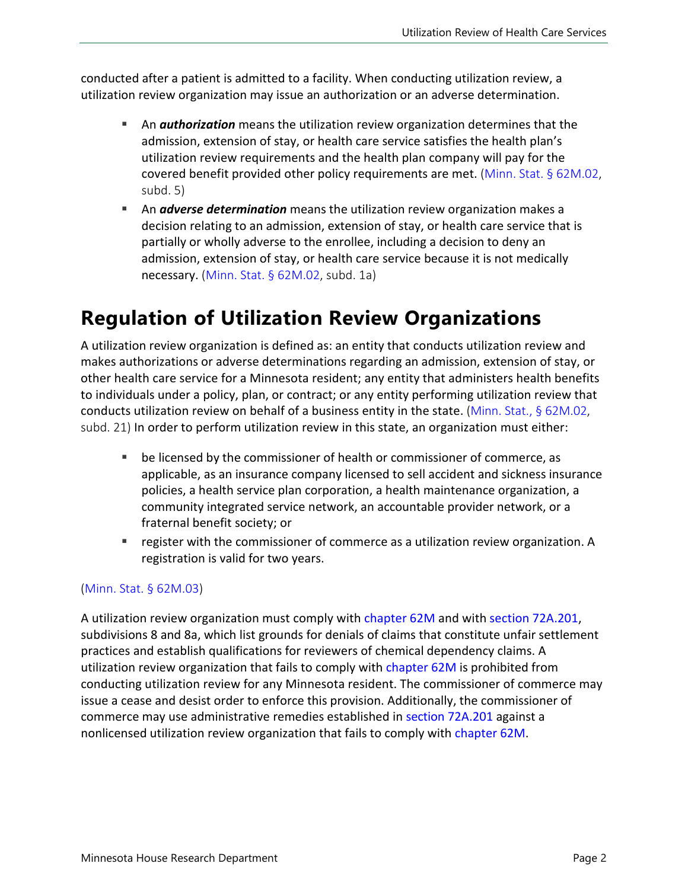conducted after a patient is admitted to a facility. When conducting utilization review, a utilization review organization may issue an authorization or an adverse determination.

- An ***authorization*** means the utilization review organization determines that the admission, extension of stay, or health care service satisfies the health plan's utilization review requirements and the health plan company will pay for the covered benefit provided other policy requirements are met. (Minn. Stat. § 62M.02, subd. 5)
- An ***adverse determination*** means the utilization review organization makes a decision relating to an admission, extension of stay, or health care service that is partially or wholly adverse to the enrollee, including a decision to deny an admission, extension of stay, or health care service because it is not medically necessary. (Minn. Stat. § 62M.02, subd. 1a)

# Regulation of Utilization Review Organizations

A utilization review organization is defined as: an entity that conducts utilization review and makes authorizations or adverse determinations regarding an admission, extension of stay, or other health care service for a Minnesota resident; any entity that administers health benefits to individuals under a policy, plan, or contract; or any entity performing utilization review that conducts utilization review on behalf of a business entity in the state. (Minn. Stat., § 62M.02, subd. 21) In order to perform utilization review in this state, an organization must either:

- be licensed by the commissioner of health or commissioner of commerce, as applicable, as an insurance company licensed to sell accident and sickness insurance policies, a health service plan corporation, a health maintenance organization, a community integrated service network, an accountable provider network, or a fraternal benefit society; or
- register with the commissioner of commerce as a utilization review organization. A registration is valid for two years.

(Minn. Stat. § 62M.03)

A utilization review organization must comply with chapter 62M and with section 72A.201, subdivisions 8 and 8a, which list grounds for denials of claims that constitute unfair settlement practices and establish qualifications for reviewers of chemical dependency claims. A utilization review organization that fails to comply with chapter 62M is prohibited from conducting utilization review for any Minnesota resident. The commissioner of commerce may issue a cease and desist order to enforce this provision. Additionally, the commissioner of commerce may use administrative remedies established in section 72A.201 against a nonlicensed utilization review organization that fails to comply with chapter 62M.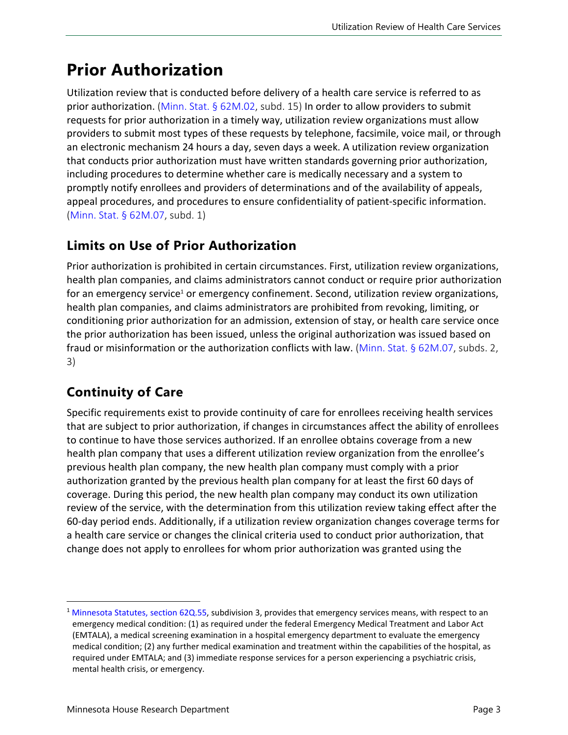# Prior Authorization

Utilization review that is conducted before delivery of a health care service is referred to as prior authorization. (Minn. Stat. § 62M.02, subd. 15) In order to allow providers to submit requests for prior authorization in a timely way, utilization review organizations must allow providers to submit most types of these requests by telephone, facsimile, voice mail, or through an electronic mechanism 24 hours a day, seven days a week. A utilization review organization that conducts prior authorization must have written standards governing prior authorization, including procedures to determine whether care is medically necessary and a system to promptly notify enrollees and providers of determinations and of the availability of appeals, appeal procedures, and procedures to ensure confidentiality of patient-specific information. (Minn. Stat. § 62M.07, subd. 1)

## Limits on Use of Prior Authorization

Prior authorization is prohibited in certain circumstances. First, utilization review organizations, health plan companies, and claims administrators cannot conduct or require prior authorization for an emergency service[1] or emergency confinement. Second, utilization review organizations, health plan companies, and claims administrators are prohibited from revoking, limiting, or conditioning prior authorization for an admission, extension of stay, or health care service once the prior authorization has been issued, unless the original authorization was issued based on fraud or misinformation or the authorization conflicts with law. (Minn. Stat. § 62M.07, subds. 2, 3)

## Continuity of Care

Specific requirements exist to provide continuity of care for enrollees receiving health services that are subject to prior authorization, if changes in circumstances affect the ability of enrollees to continue to have those services authorized. If an enrollee obtains coverage from a new health plan company that uses a different utilization review organization from the enrollee's previous health plan company, the new health plan company must comply with a prior authorization granted by the previous health plan company for at least the first 60 days of coverage. During this period, the new health plan company may conduct its own utilization review of the service, with the determination from this utilization review taking effect after the 60-day period ends. Additionally, if a utilization review organization changes coverage terms for a health care service or changes the clinical criteria used to conduct prior authorization, that change does not apply to enrollees for whom prior authorization was granted using the

[1] Minnesota Statutes, section 62Q.55, subdivision 3, provides that emergency services means, with respect to an emergency medical condition: (1) as required under the federal Emergency Medical Treatment and Labor Act (EMTALA), a medical screening examination in a hospital emergency department to evaluate the emergency medical condition; (2) any further medical examination and treatment within the capabilities of the hospital, as required under EMTALA; and (3) immediate response services for a person experiencing a psychiatric crisis, mental health crisis, or emergency.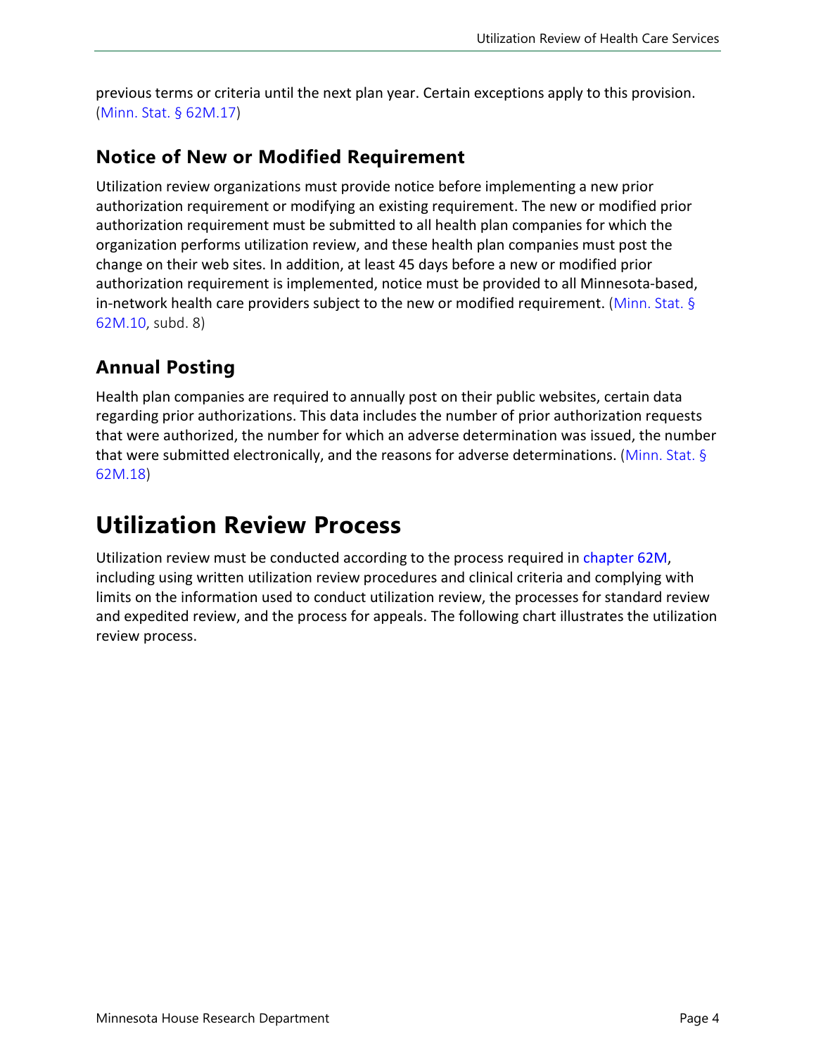previous terms or criteria until the next plan year. Certain exceptions apply to this provision. (Minn. Stat. § 62M.17)

### Notice of New or Modified Requirement

Utilization review organizations must provide notice before implementing a new prior authorization requirement or modifying an existing requirement. The new or modified prior authorization requirement must be submitted to all health plan companies for which the organization performs utilization review, and these health plan companies must post the change on their web sites. In addition, at least 45 days before a new or modified prior authorization requirement is implemented, notice must be provided to all Minnesota-based, in-network health care providers subject to the new or modified requirement. (Minn. Stat. § 62M.10, subd. 8)

### Annual Posting

Health plan companies are required to annually post on their public websites, certain data regarding prior authorizations. This data includes the number of prior authorization requests that were authorized, the number for which an adverse determination was issued, the number that were submitted electronically, and the reasons for adverse determinations. (Minn. Stat. § 62M.18)

## Utilization Review Process

Utilization review must be conducted according to the process required in chapter 62M, including using written utilization review procedures and clinical criteria and complying with limits on the information used to conduct utilization review, the processes for standard review and expedited review, and the process for appeals. The following chart illustrates the utilization review process.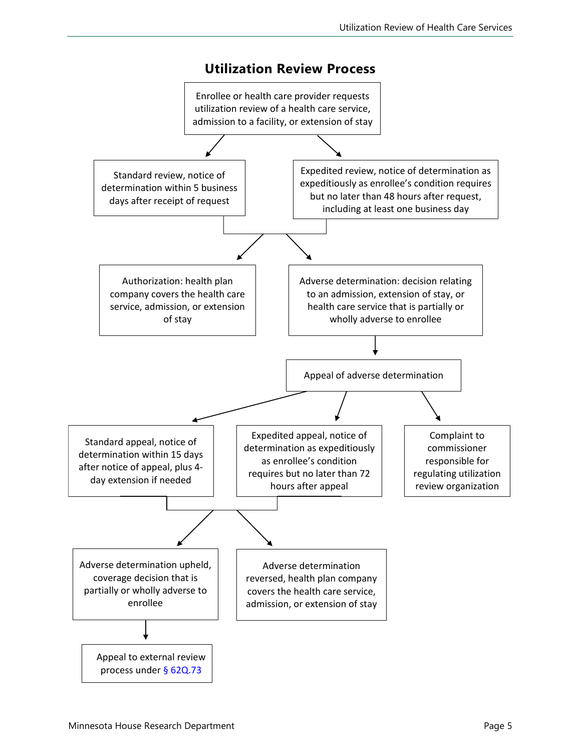## Utilization Review Process

Enrollee or health care provider requests utilization review of a health care service, admission to a facility, or extension of stay

Standard review, notice of determination within 5 business days after receipt of request

Expedited review, notice of determination as expeditiously as enrollee's condition requires but no later than 48 hours after request, including at least one business day

Authorization: health plan company covers the health care service, admission, or extension of stay

Adverse determination: decision relating to an admission, extension of stay, or health care service that is partially or wholly adverse to enrollee

Appeal of adverse determination

Standard appeal, notice of determination within 15 days after notice of appeal, plus 4-day extension if needed

Expedited appeal, notice of determination as expeditiously as enrollee's condition requires but no later than 72 hours after appeal

Complaint to commissioner responsible for regulating utilization review organization

Adverse determination upheld, coverage decision that is partially or wholly adverse to enrollee

Adverse determination reversed, health plan company covers the health care service, admission, or extension of stay

Appeal to external review process under § 62Q.73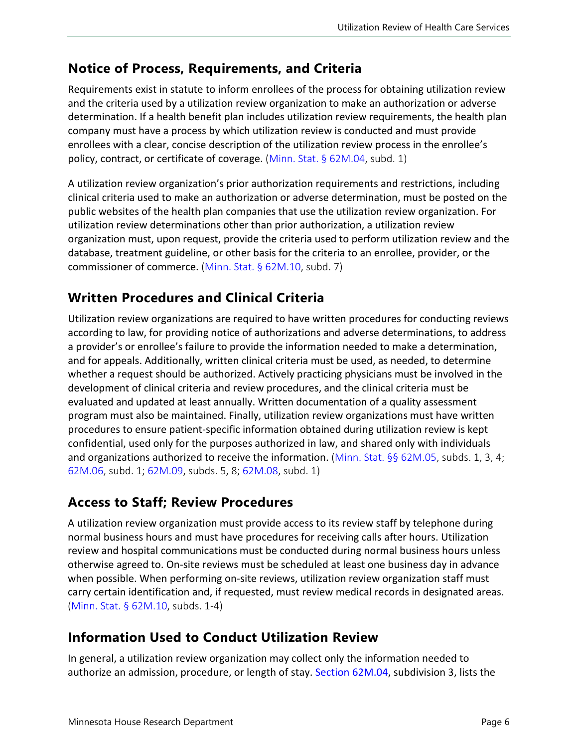## Notice of Process, Requirements, and Criteria

Requirements exist in statute to inform enrollees of the process for obtaining utilization review and the criteria used by a utilization review organization to make an authorization or adverse determination. If a health benefit plan includes utilization review requirements, the health plan company must have a process by which utilization review is conducted and must provide enrollees with a clear, concise description of the utilization review process in the enrollee's policy, contract, or certificate of coverage. (Minn. Stat. § 62M.04, subd. 1)

A utilization review organization's prior authorization requirements and restrictions, including clinical criteria used to make an authorization or adverse determination, must be posted on the public websites of the health plan companies that use the utilization review organization. For utilization review determinations other than prior authorization, a utilization review organization must, upon request, provide the criteria used to perform utilization review and the database, treatment guideline, or other basis for the criteria to an enrollee, provider, or the commissioner of commerce. (Minn. Stat. § 62M.10, subd. 7)

## Written Procedures and Clinical Criteria

Utilization review organizations are required to have written procedures for conducting reviews according to law, for providing notice of authorizations and adverse determinations, to address a provider's or enrollee's failure to provide the information needed to make a determination, and for appeals. Additionally, written clinical criteria must be used, as needed, to determine whether a request should be authorized. Actively practicing physicians must be involved in the development of clinical criteria and review procedures, and the clinical criteria must be evaluated and updated at least annually. Written documentation of a quality assessment program must also be maintained. Finally, utilization review organizations must have written procedures to ensure patient-specific information obtained during utilization review is kept confidential, used only for the purposes authorized in law, and shared only with individuals and organizations authorized to receive the information. (Minn. Stat. §§ 62M.05, subds. 1, 3, 4; 62M.06, subd. 1; 62M.09, subds. 5, 8; 62M.08, subd. 1)

## Access to Staff; Review Procedures

A utilization review organization must provide access to its review staff by telephone during normal business hours and must have procedures for receiving calls after hours. Utilization review and hospital communications must be conducted during normal business hours unless otherwise agreed to. On-site reviews must be scheduled at least one business day in advance when possible. When performing on-site reviews, utilization review organization staff must carry certain identification and, if requested, must review medical records in designated areas. (Minn. Stat. § 62M.10, subds. 1-4)

## Information Used to Conduct Utilization Review

In general, a utilization review organization may collect only the information needed to authorize an admission, procedure, or length of stay. Section 62M.04, subdivision 3, lists the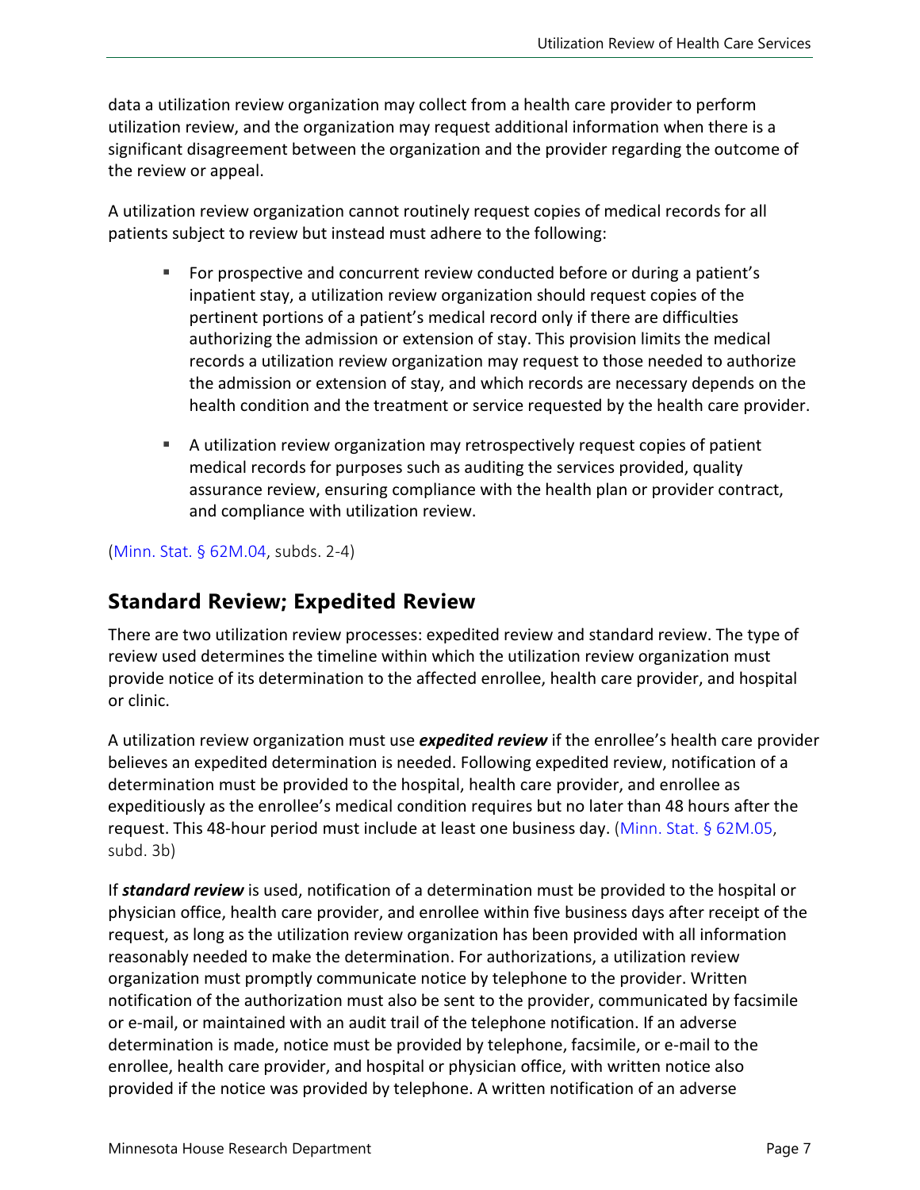data a utilization review organization may collect from a health care provider to perform utilization review, and the organization may request additional information when there is a significant disagreement between the organization and the provider regarding the outcome of the review or appeal.

A utilization review organization cannot routinely request copies of medical records for all patients subject to review but instead must adhere to the following:

- For prospective and concurrent review conducted before or during a patient's inpatient stay, a utilization review organization should request copies of the pertinent portions of a patient's medical record only if there are difficulties authorizing the admission or extension of stay. This provision limits the medical records a utilization review organization may request to those needed to authorize the admission or extension of stay, and which records are necessary depends on the health condition and the treatment or service requested by the health care provider.
- A utilization review organization may retrospectively request copies of patient medical records for purposes such as auditing the services provided, quality assurance review, ensuring compliance with the health plan or provider contract, and compliance with utilization review.

(Minn. Stat. § 62M.04, subds. 2-4)

## Standard Review; Expedited Review

There are two utilization review processes: expedited review and standard review. The type of review used determines the timeline within which the utilization review organization must provide notice of its determination to the affected enrollee, health care provider, and hospital or clinic.

A utilization review organization must use ***expedited review*** if the enrollee's health care provider believes an expedited determination is needed. Following expedited review, notification of a determination must be provided to the hospital, health care provider, and enrollee as expeditiously as the enrollee's medical condition requires but no later than 48 hours after the request. This 48-hour period must include at least one business day. (Minn. Stat. § 62M.05, subd. 3b)

If ***standard review*** is used, notification of a determination must be provided to the hospital or physician office, health care provider, and enrollee within five business days after receipt of the request, as long as the utilization review organization has been provided with all information reasonably needed to make the determination. For authorizations, a utilization review organization must promptly communicate notice by telephone to the provider. Written notification of the authorization must also be sent to the provider, communicated by facsimile or e-mail, or maintained with an audit trail of the telephone notification. If an adverse determination is made, notice must be provided by telephone, facsimile, or e-mail to the enrollee, health care provider, and hospital or physician office, with written notice also provided if the notice was provided by telephone. A written notification of an adverse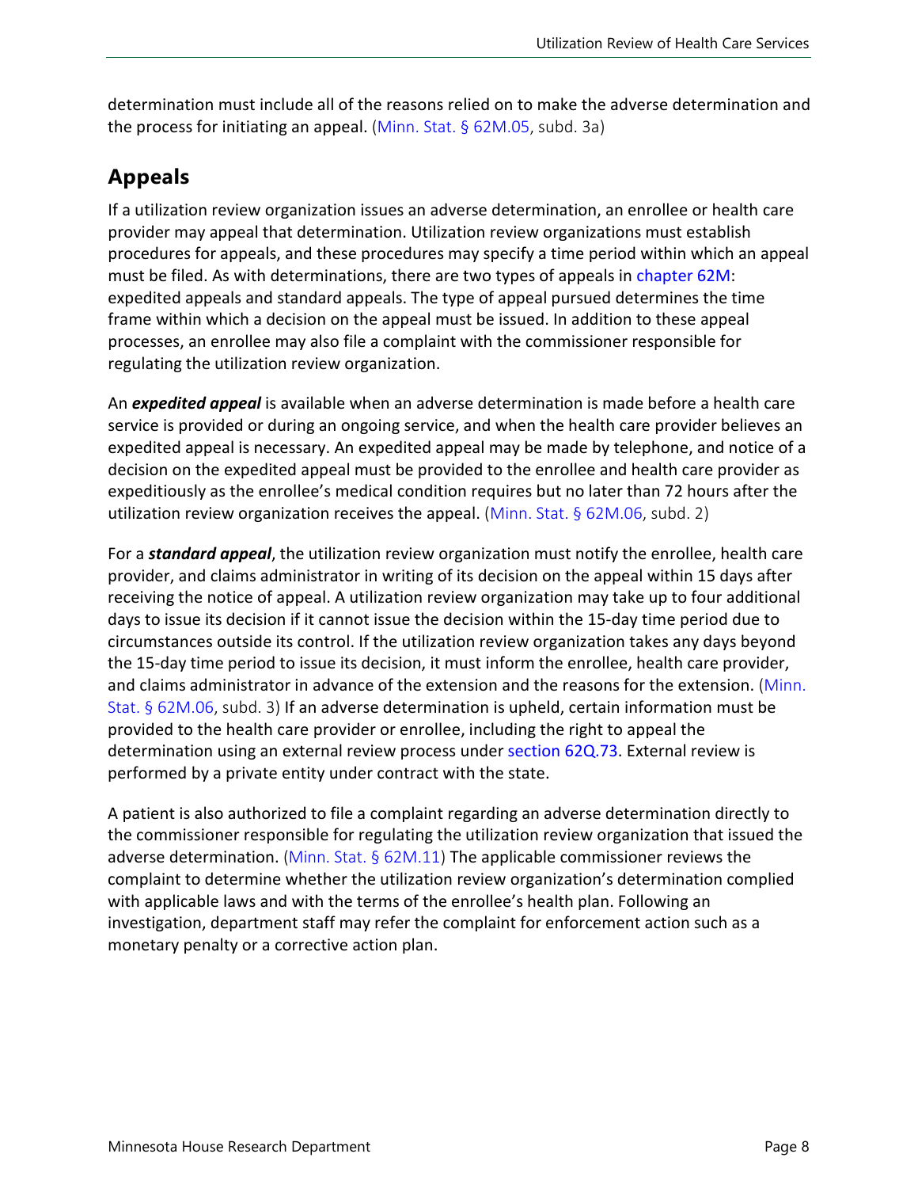determination must include all of the reasons relied on to make the adverse determination and the process for initiating an appeal. (Minn. Stat. § 62M.05, subd. 3a)

## Appeals

If a utilization review organization issues an adverse determination, an enrollee or health care provider may appeal that determination. Utilization review organizations must establish procedures for appeals, and these procedures may specify a time period within which an appeal must be filed. As with determinations, there are two types of appeals in chapter 62M: expedited appeals and standard appeals. The type of appeal pursued determines the time frame within which a decision on the appeal must be issued. In addition to these appeal processes, an enrollee may also file a complaint with the commissioner responsible for regulating the utilization review organization.

An ***expedited appeal*** is available when an adverse determination is made before a health care service is provided or during an ongoing service, and when the health care provider believes an expedited appeal is necessary. An expedited appeal may be made by telephone, and notice of a decision on the expedited appeal must be provided to the enrollee and health care provider as expeditiously as the enrollee's medical condition requires but no later than 72 hours after the utilization review organization receives the appeal. (Minn. Stat. § 62M.06, subd. 2)

For a ***standard appeal***, the utilization review organization must notify the enrollee, health care provider, and claims administrator in writing of its decision on the appeal within 15 days after receiving the notice of appeal. A utilization review organization may take up to four additional days to issue its decision if it cannot issue the decision within the 15-day time period due to circumstances outside its control. If the utilization review organization takes any days beyond the 15-day time period to issue its decision, it must inform the enrollee, health care provider, and claims administrator in advance of the extension and the reasons for the extension. (Minn. Stat. § 62M.06, subd. 3) If an adverse determination is upheld, certain information must be provided to the health care provider or enrollee, including the right to appeal the determination using an external review process under section 62Q.73. External review is performed by a private entity under contract with the state.

A patient is also authorized to file a complaint regarding an adverse determination directly to the commissioner responsible for regulating the utilization review organization that issued the adverse determination. (Minn. Stat. § 62M.11) The applicable commissioner reviews the complaint to determine whether the utilization review organization's determination complied with applicable laws and with the terms of the enrollee's health plan. Following an investigation, department staff may refer the complaint for enforcement action such as a monetary penalty or a corrective action plan.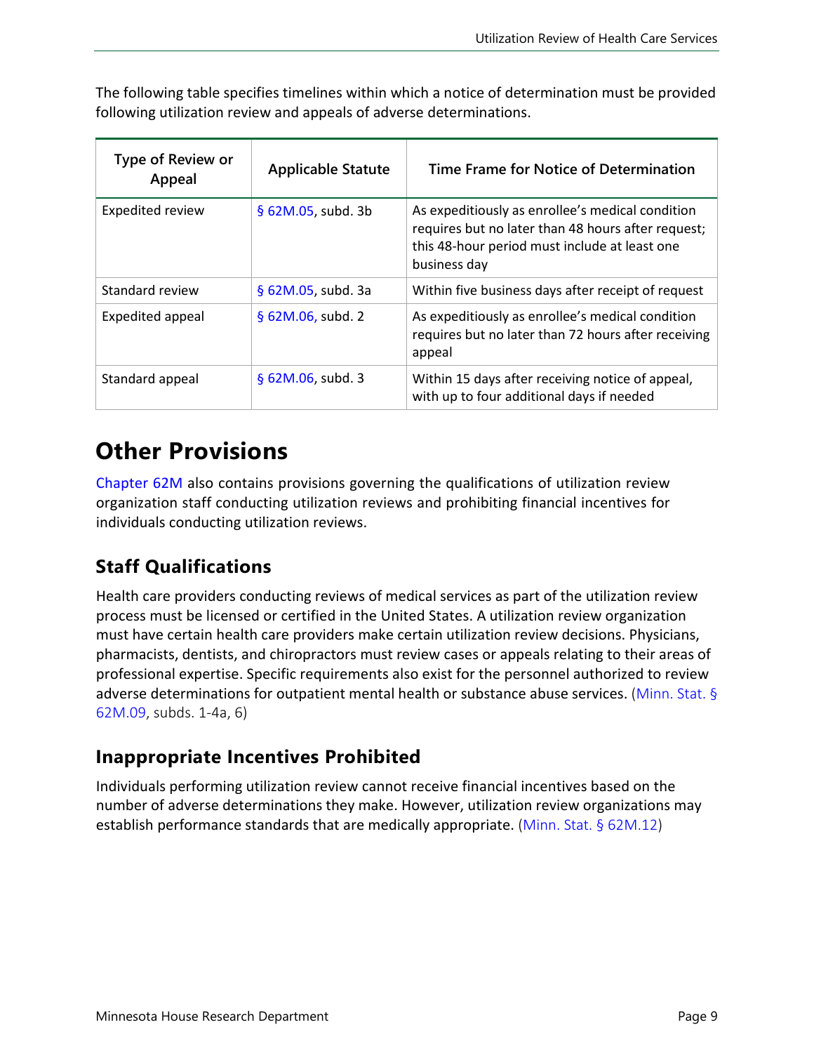The following table specifies timelines within which a notice of determination must be provided following utilization review and appeals of adverse determinations.

| Type of Review or Appeal | Applicable Statute | Time Frame for Notice of Determination |
|---|---|---|
| Expedited review | § 62M.05, subd. 3b | As expeditiously as enrollee's medical condition requires but no later than 48 hours after request; this 48-hour period must include at least one business day |
| Standard review | § 62M.05, subd. 3a | Within five business days after receipt of request |
| Expedited appeal | § 62M.06, subd. 2 | As expeditiously as enrollee's medical condition requires but no later than 72 hours after receiving appeal |
| Standard appeal | § 62M.06, subd. 3 | Within 15 days after receiving notice of appeal, with up to four additional days if needed |

# Other Provisions

Chapter 62M also contains provisions governing the qualifications of utilization review organization staff conducting utilization reviews and prohibiting financial incentives for individuals conducting utilization reviews.

## Staff Qualifications

Health care providers conducting reviews of medical services as part of the utilization review process must be licensed or certified in the United States. A utilization review organization must have certain health care providers make certain utilization review decisions. Physicians, pharmacists, dentists, and chiropractors must review cases or appeals relating to their areas of professional expertise. Specific requirements also exist for the personnel authorized to review adverse determinations for outpatient mental health or substance abuse services. (Minn. Stat. § 62M.09, subds. 1-4a, 6)

## Inappropriate Incentives Prohibited

Individuals performing utilization review cannot receive financial incentives based on the number of adverse determinations they make. However, utilization review organizations may establish performance standards that are medically appropriate. (Minn. Stat. § 62M.12)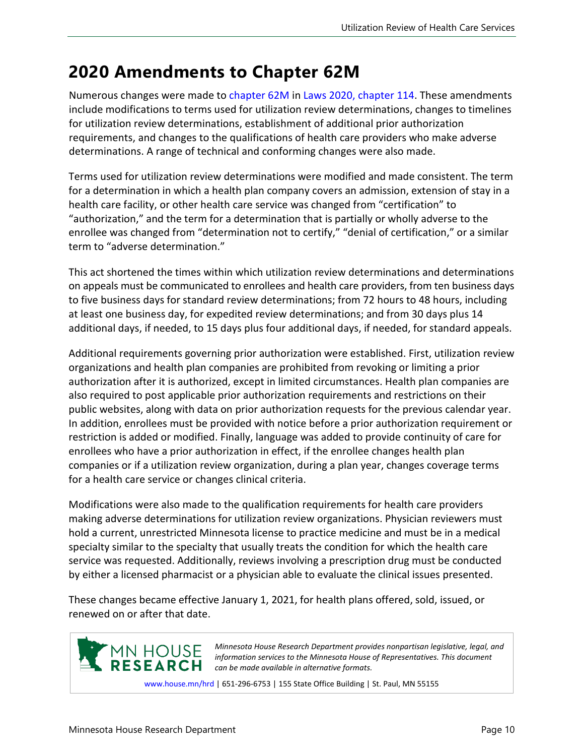# 2020 Amendments to Chapter 62M

Numerous changes were made to chapter 62M in Laws 2020, chapter 114. These amendments include modifications to terms used for utilization review determinations, changes to timelines for utilization review determinations, establishment of additional prior authorization requirements, and changes to the qualifications of health care providers who make adverse determinations. A range of technical and conforming changes were also made.

Terms used for utilization review determinations were modified and made consistent. The term for a determination in which a health plan company covers an admission, extension of stay in a health care facility, or other health care service was changed from "certification" to "authorization," and the term for a determination that is partially or wholly adverse to the enrollee was changed from "determination not to certify," "denial of certification," or a similar term to "adverse determination."

This act shortened the times within which utilization review determinations and determinations on appeals must be communicated to enrollees and health care providers, from ten business days to five business days for standard review determinations; from 72 hours to 48 hours, including at least one business day, for expedited review determinations; and from 30 days plus 14 additional days, if needed, to 15 days plus four additional days, if needed, for standard appeals.

Additional requirements governing prior authorization were established. First, utilization review organizations and health plan companies are prohibited from revoking or limiting a prior authorization after it is authorized, except in limited circumstances. Health plan companies are also required to post applicable prior authorization requirements and restrictions on their public websites, along with data on prior authorization requests for the previous calendar year. In addition, enrollees must be provided with notice before a prior authorization requirement or restriction is added or modified. Finally, language was added to provide continuity of care for enrollees who have a prior authorization in effect, if the enrollee changes health plan companies or if a utilization review organization, during a plan year, changes coverage terms for a health care service or changes clinical criteria.

Modifications were also made to the qualification requirements for health care providers making adverse determinations for utilization review organizations. Physician reviewers must hold a current, unrestricted Minnesota license to practice medicine and must be in a medical specialty similar to the specialty that usually treats the condition for which the health care service was requested. Additionally, reviews involving a prescription drug must be conducted by either a licensed pharmacist or a physician able to evaluate the clinical issues presented.

These changes became effective January 1, 2021, for health plans offered, sold, issued, or renewed on or after that date.

MN HOUSE RESEARCH

*Minnesota House Research Department provides nonpartisan legislative, legal, and information services to the Minnesota House of Representatives. This document can be made available in alternative formats.*

www.house.mn/hrd | 651-296-6753 | 155 State Office Building | St. Paul, MN 55155